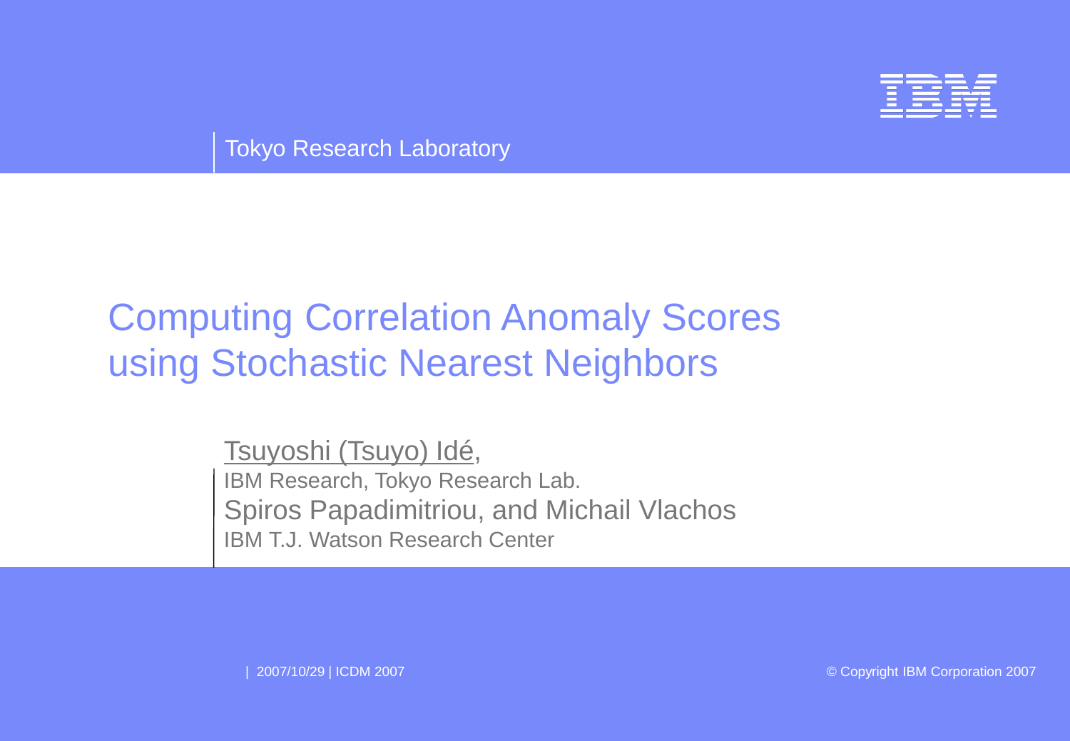Tokyo Research Laboratory

# Computing Correlation Anomaly Scores using Stochastic Nearest Neighbors

Tsuyoshi (Tsuyo) Idé,
IBM Research, Tokyo Research Lab.
Spiros Papadimitriou, and Michail Vlachos
IBM T.J. Watson Research Center

| 2007/10/29 | ICDM 2007

© Copyright IBM Corporation 2007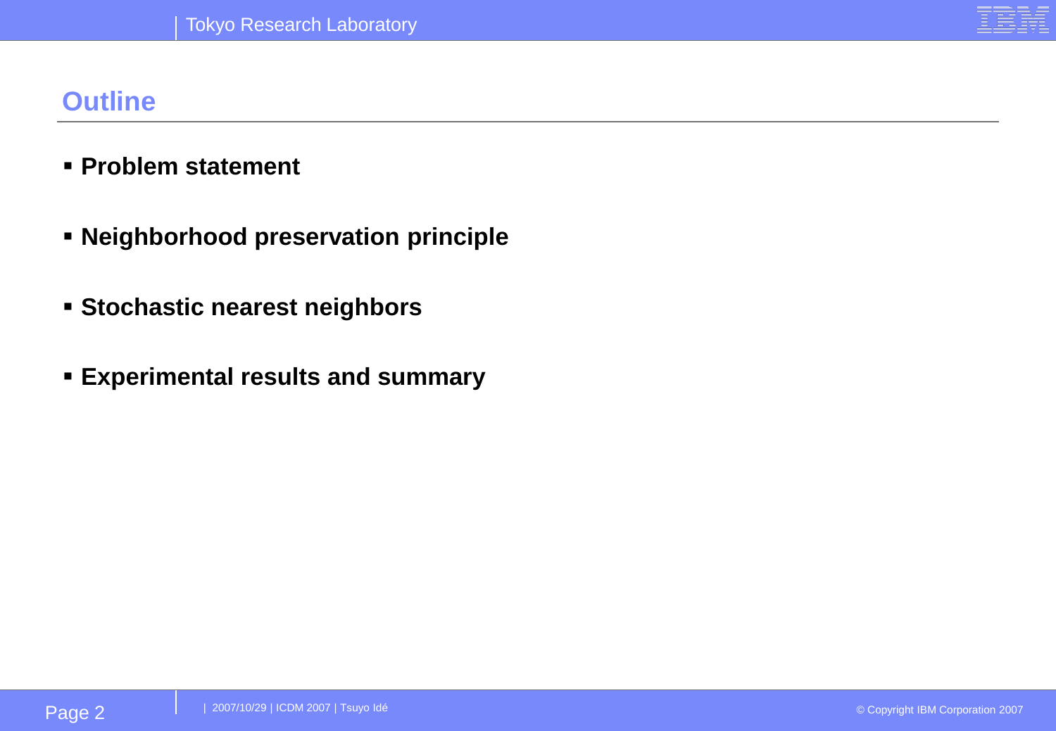## Outline

- **Problem statement**
- **Neighborhood preservation principle**
- **Stochastic nearest neighbors**
- **Experimental results and summary**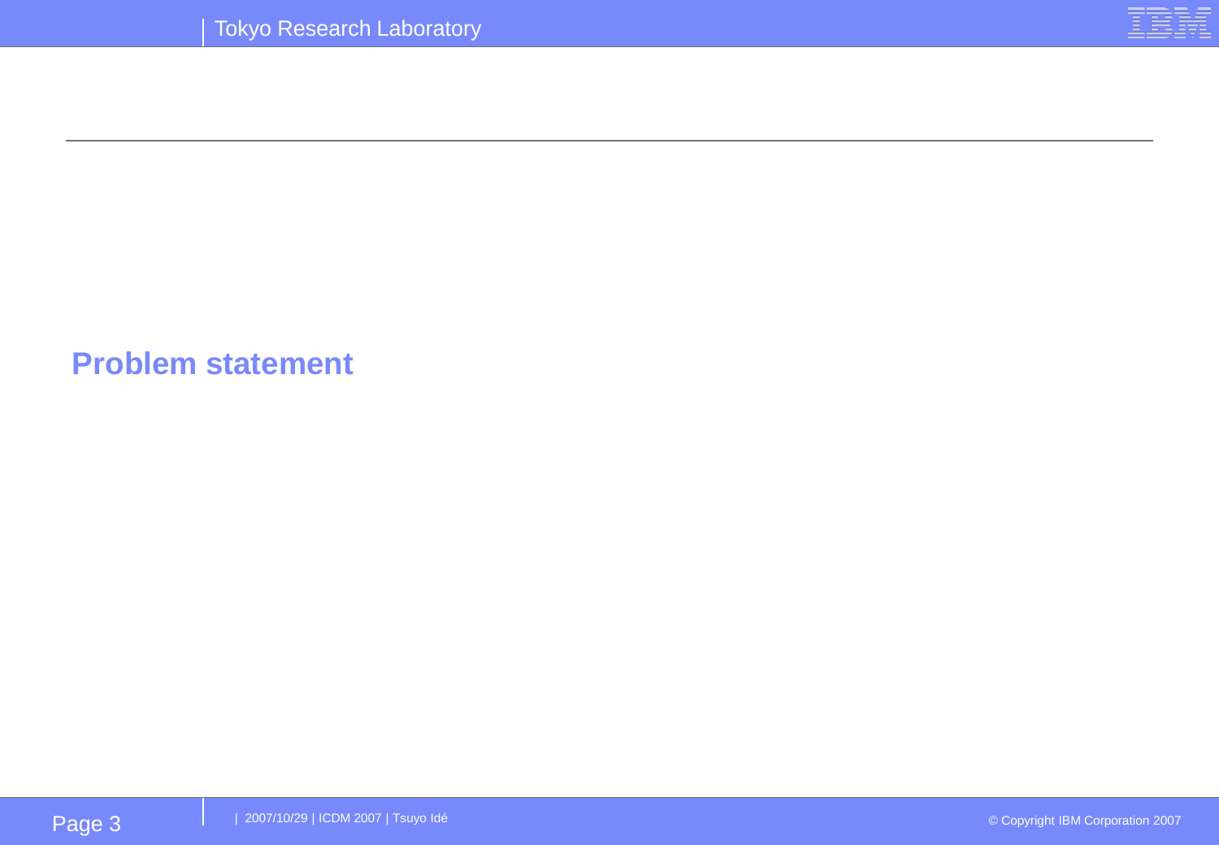# Problem statement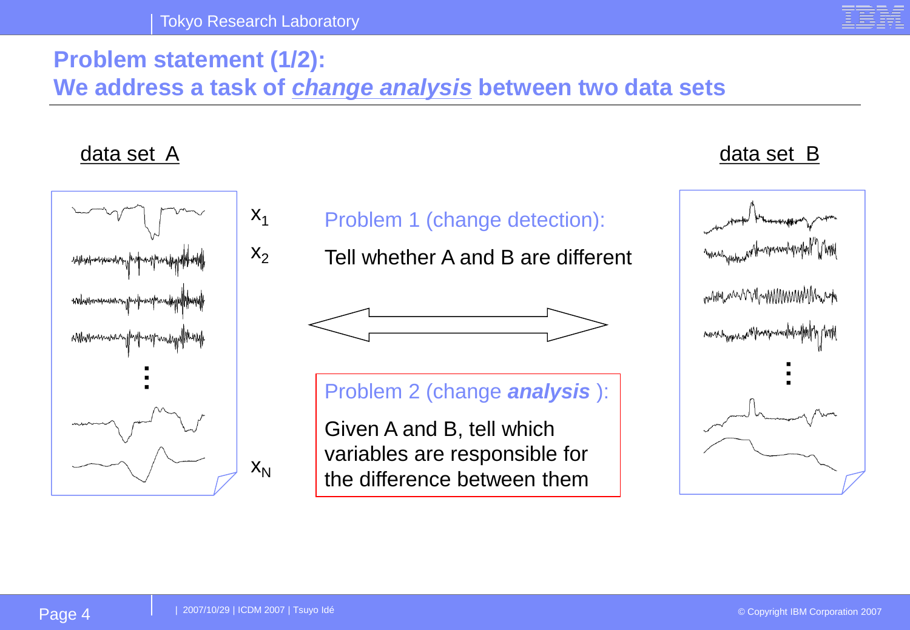# Problem statement (1/2): We address a task of ***change analysis*** between two data sets

data set A

$x_1$

$x_2$

⋮

$x_N$

data set B

**Problem 1 (change detection):**

Tell whether A and B are different

**Problem 2 (change *analysis*):**

Given A and B, tell which variables are responsible for the difference between them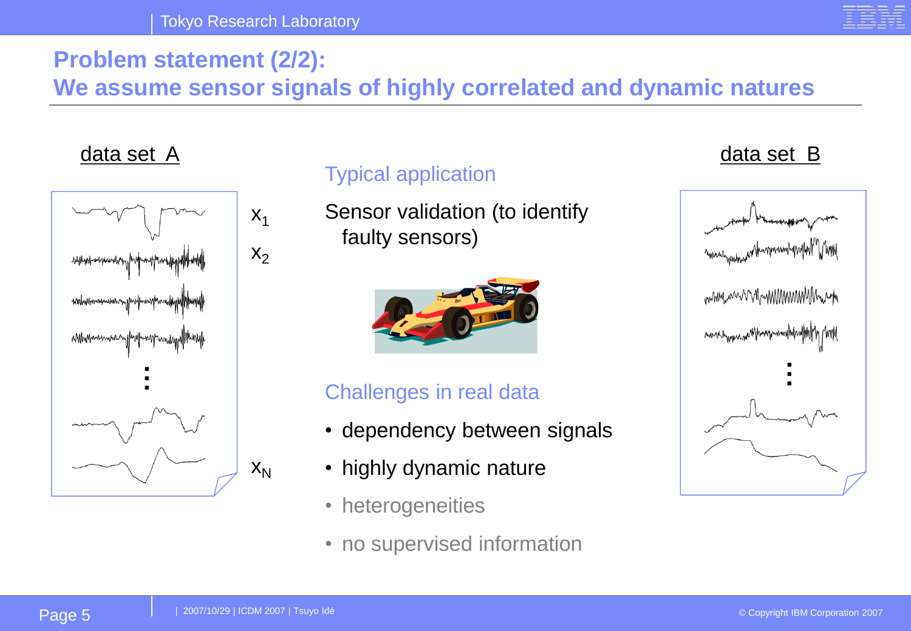## Problem statement (2/2): We assume sensor signals of highly correlated and dynamic natures

data set A

$x_1$

$x_2$

⋮

$x_N$

### Typical application

Sensor validation (to identify faulty sensors)

### Challenges in real data

- dependency between signals
- highly dynamic nature
- heterogeneities
- no supervised information

data set B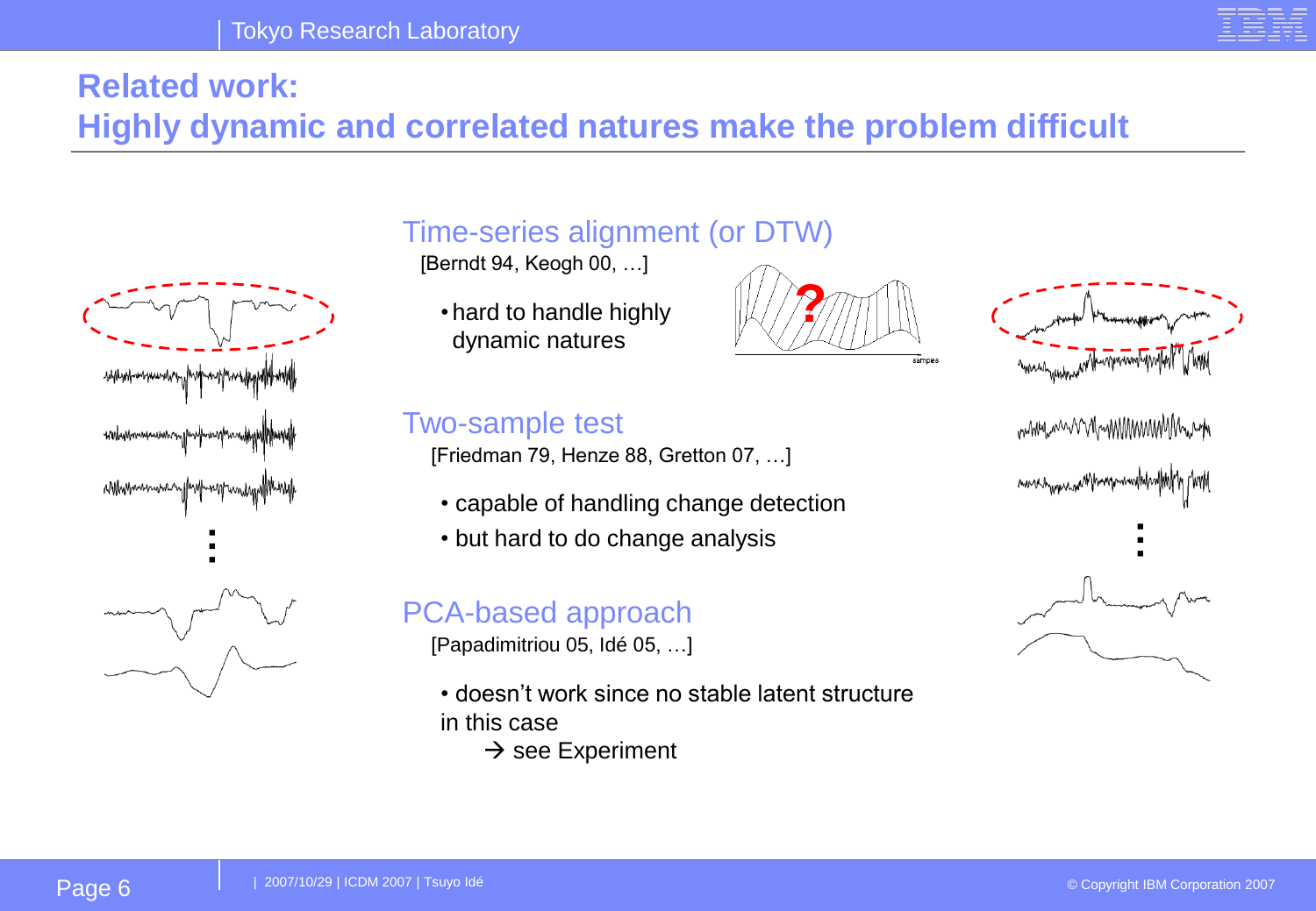# Related work: Highly dynamic and correlated natures make the problem difficult

## Time-series alignment (or DTW)

[Berndt 94, Keogh 00, …]

- hard to handle highly dynamic natures

## Two-sample test

[Friedman 79, Henze 88, Gretton 07, …]

- capable of handling change detection
- but hard to do change analysis

## PCA-based approach

[Papadimitriou 05, Idé 05, …]

- doesn't work since no stable latent structure in this case
  → see Experiment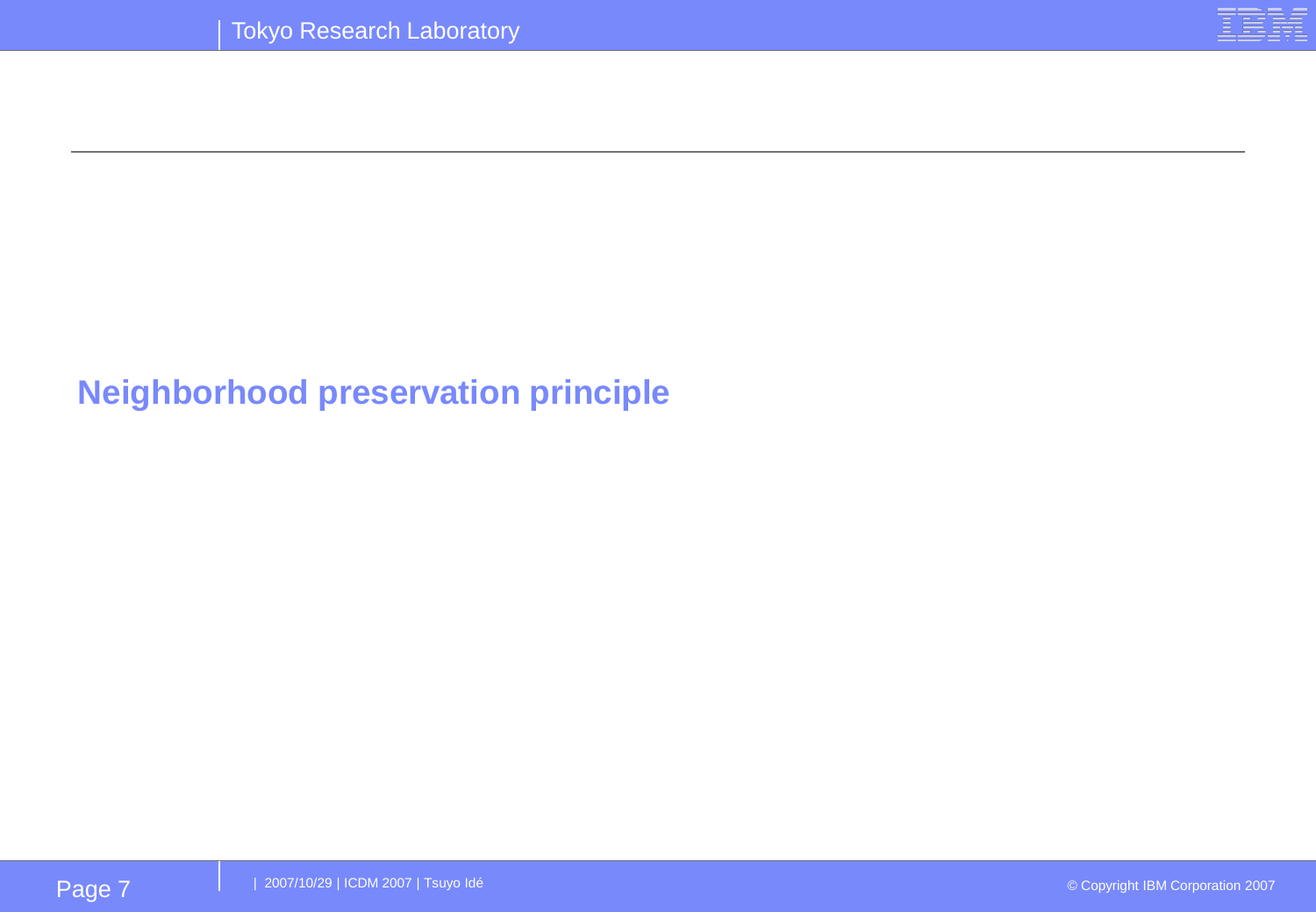# Neighborhood preservation principle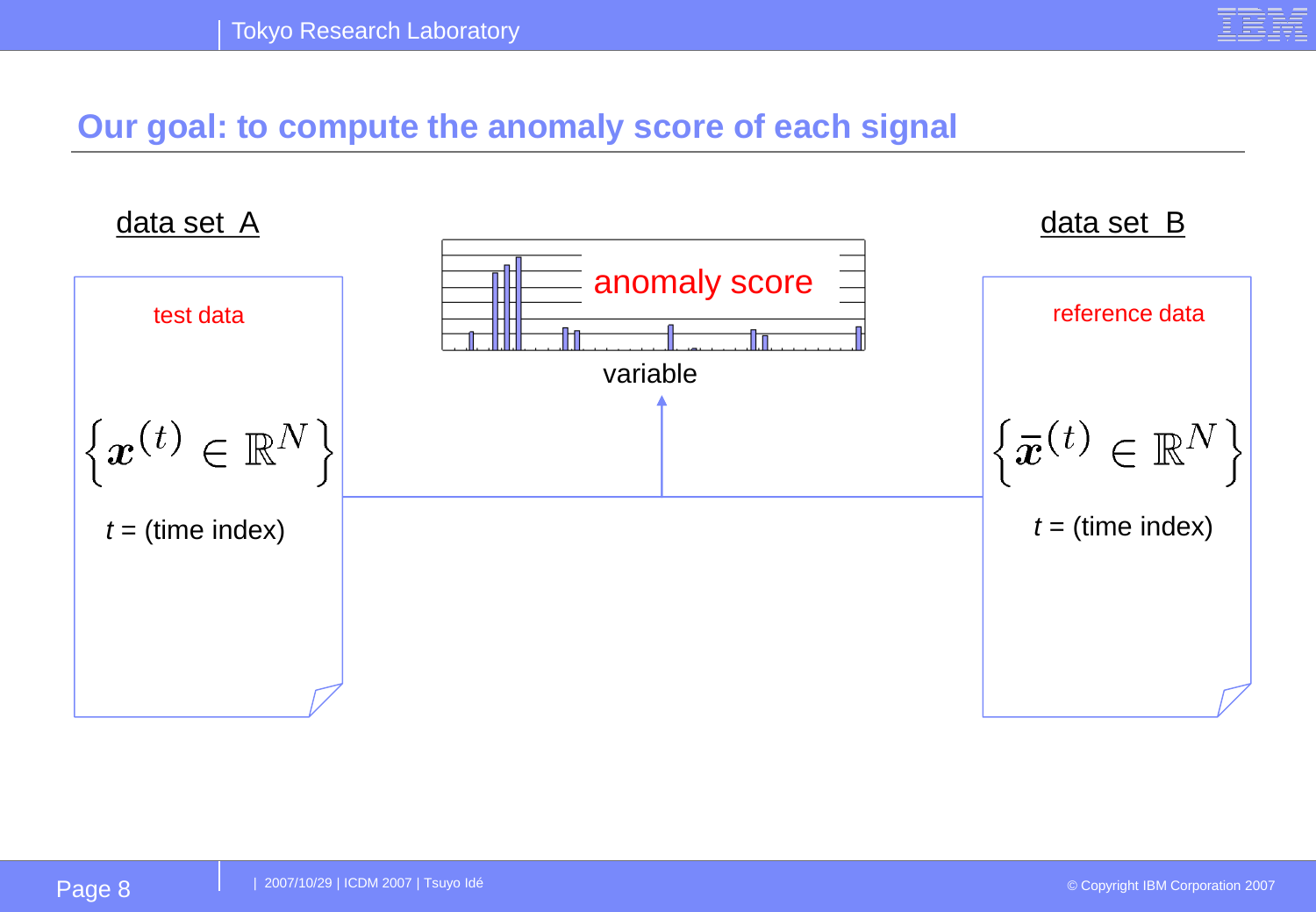## Our goal: to compute the anomaly score of each signal

**data set A**

test data

$$\left\{ \boldsymbol{x}^{(t)} \in \mathbb{R}^N \right\}$$

$t$ = (time index)

anomaly score

variable

**data set B**

reference data

$$\left\{ \bar{\boldsymbol{x}}^{(t)} \in \mathbb{R}^N \right\}$$

$t$ = (time index)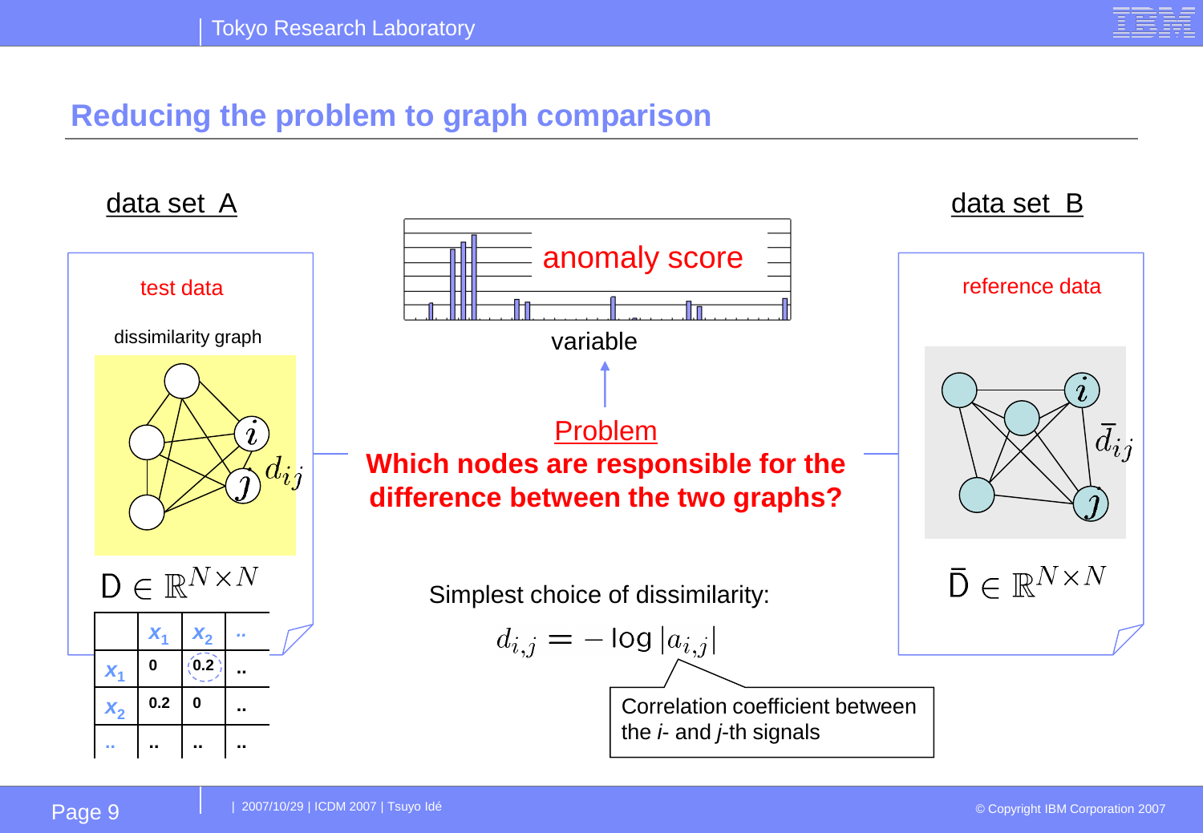# Reducing the problem to graph comparison

**data set A**

test data

dissimilarity graph

$d_{ij}$

$\mathsf{D} \in \mathbb{R}^{N \times N}$

| | $x_1$ | $x_2$ | .. |
|---|---|---|---|
| $x_1$ | 0 | 0.2 | .. |
| $x_2$ | 0.2 | 0 | .. |
| .. | .. | .. | .. |

anomaly score

variable

Problem

**Which nodes are responsible for the difference between the two graphs?**

**data set B**

reference data

$\bar{d}_{ij}$

$\bar{\mathsf{D}} \in \mathbb{R}^{N \times N}$

Simplest choice of dissimilarity:

$$d_{i,j} = -\log |a_{i,j}|$$

Correlation coefficient between the *i*- and *j*-th signals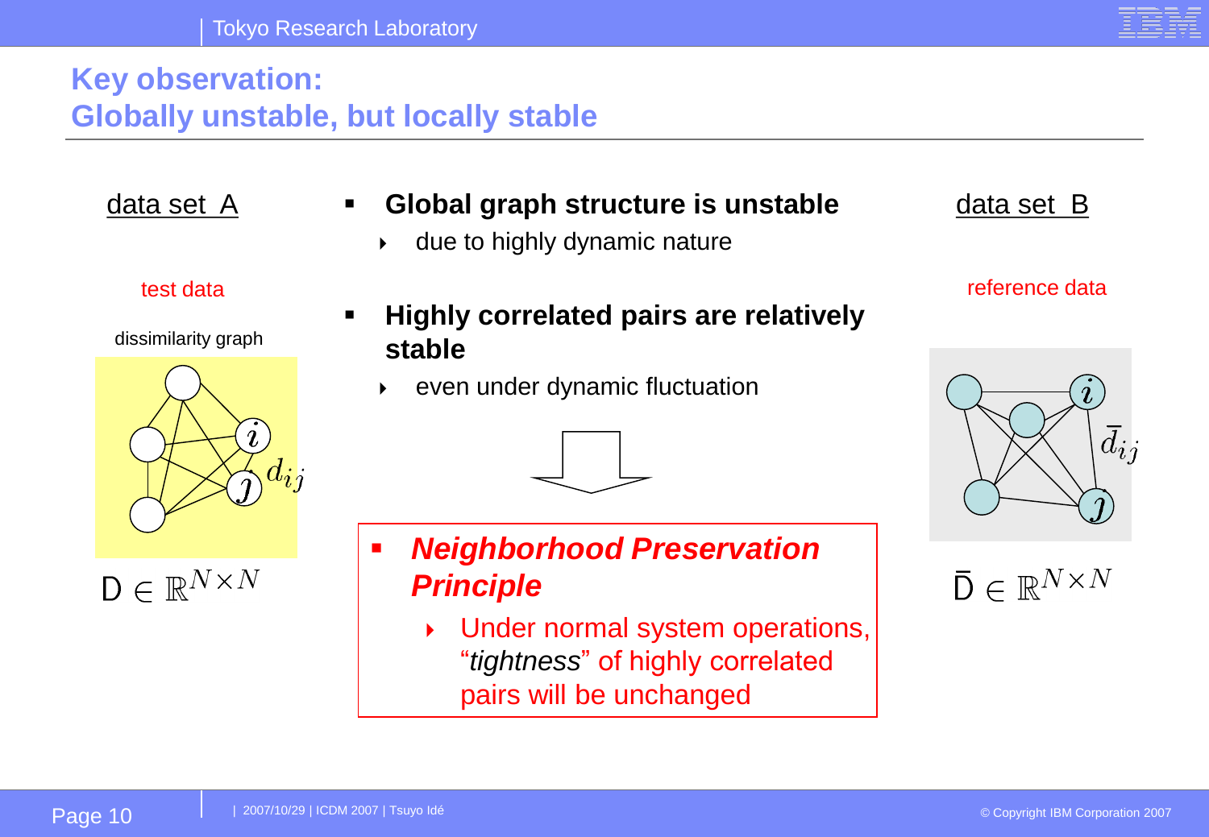## Key observation: Globally unstable, but locally stable

data set A

test data

dissimilarity graph

$d_{ij}$

$\mathsf{D} \in \mathbb{R}^{N \times N}$

- **Global graph structure is unstable**
  - due to highly dynamic nature
- **Highly correlated pairs are relatively stable**
  - even under dynamic fluctuation

- ***Neighborhood Preservation Principle***
  - Under normal system operations, "*tightness*" of highly correlated pairs will be unchanged

data set B

reference data

$\bar{d}_{ij}$

$\bar{\mathsf{D}} \in \mathbb{R}^{N \times N}$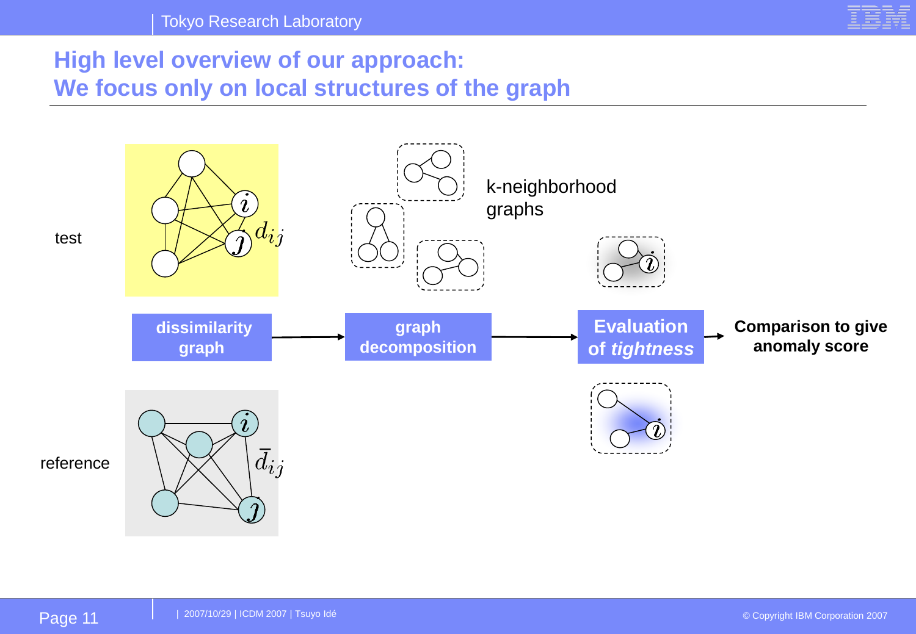# High level overview of our approach: We focus only on local structures of the graph

test

$d_{ij}$

k-neighborhood graphs

**dissimilarity graph** → **graph decomposition** → **Evaluation of *tightness*** → **Comparison to give anomaly score**

reference

$\bar{d}_{ij}$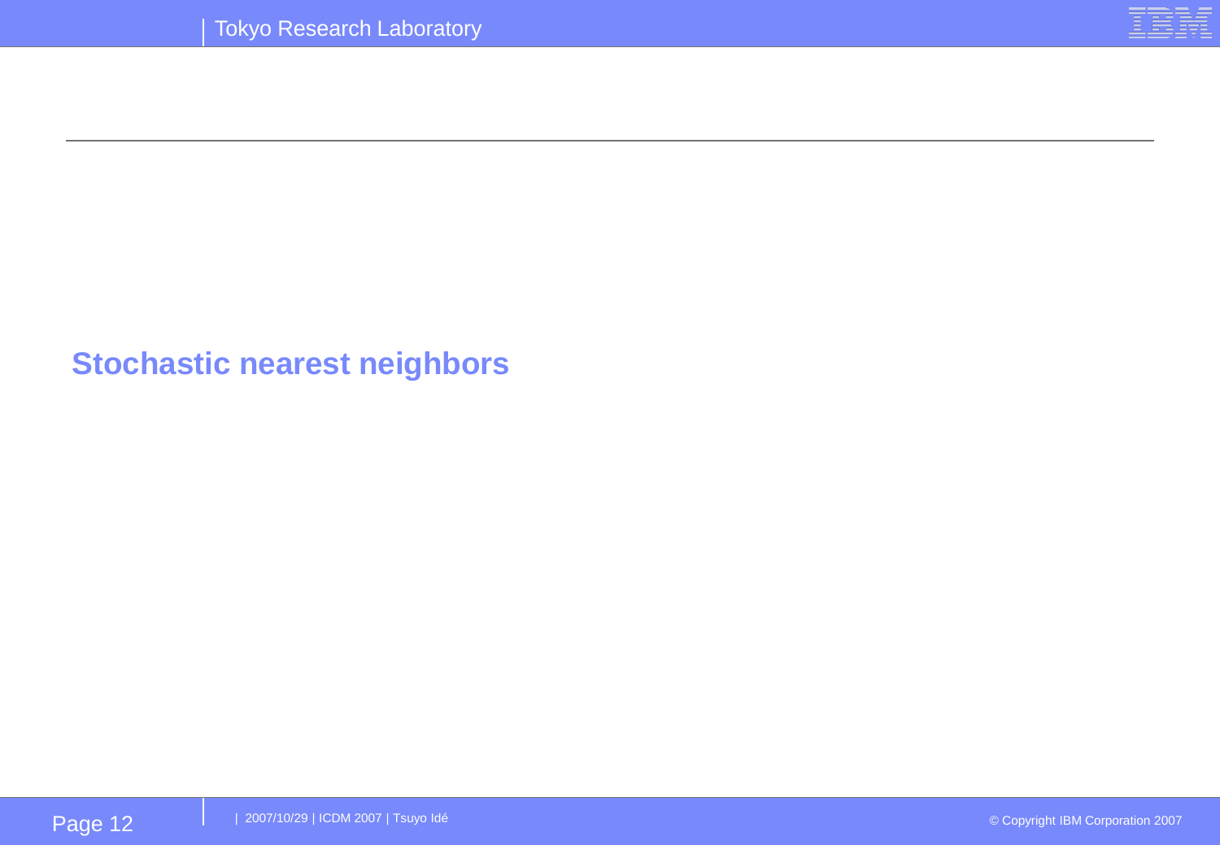## Stochastic nearest neighbors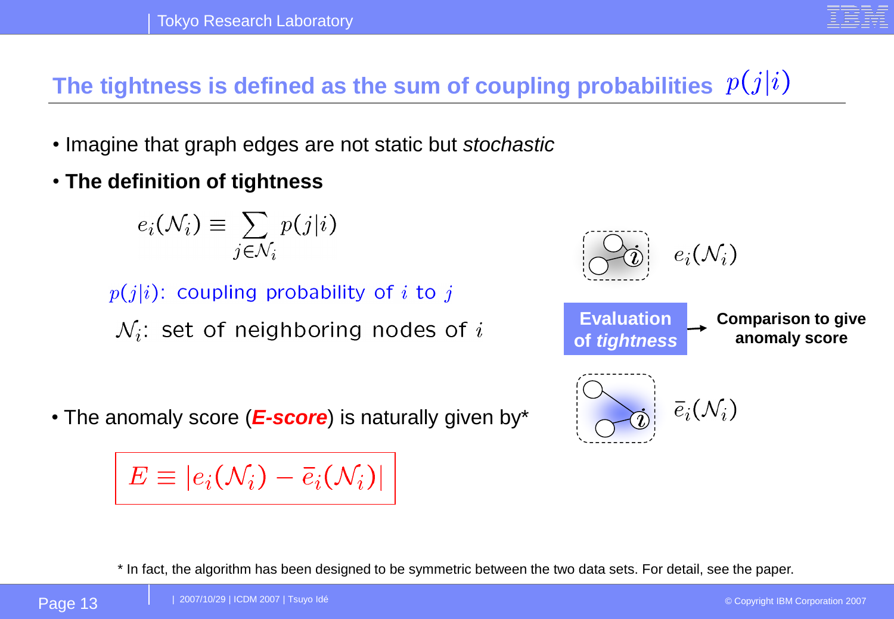# The tightness is defined as the sum of coupling probabilities $p(j|i)$

- Imagine that graph edges are not static but *stochastic*
- **The definition of tightness**

$$e_i(\mathcal{N}_i) \equiv \sum_{j \in \mathcal{N}_i} p(j|i)$$

$p(j|i)$: coupling probability of $i$ to $j$

$\mathcal{N}_i$: set of neighboring nodes of $i$

$e_i(\mathcal{N}_i)$

**Evaluation of *tightness*** → **Comparison to give anomaly score**

$\bar{e}_i(\mathcal{N}_i)$

- The anomaly score (***E-score***) is naturally given by*

$$E \equiv |e_i(\mathcal{N}_i) - \bar{e}_i(\mathcal{N}_i)|$$

\* In fact, the algorithm has been designed to be symmetric between the two data sets. For detail, see the paper.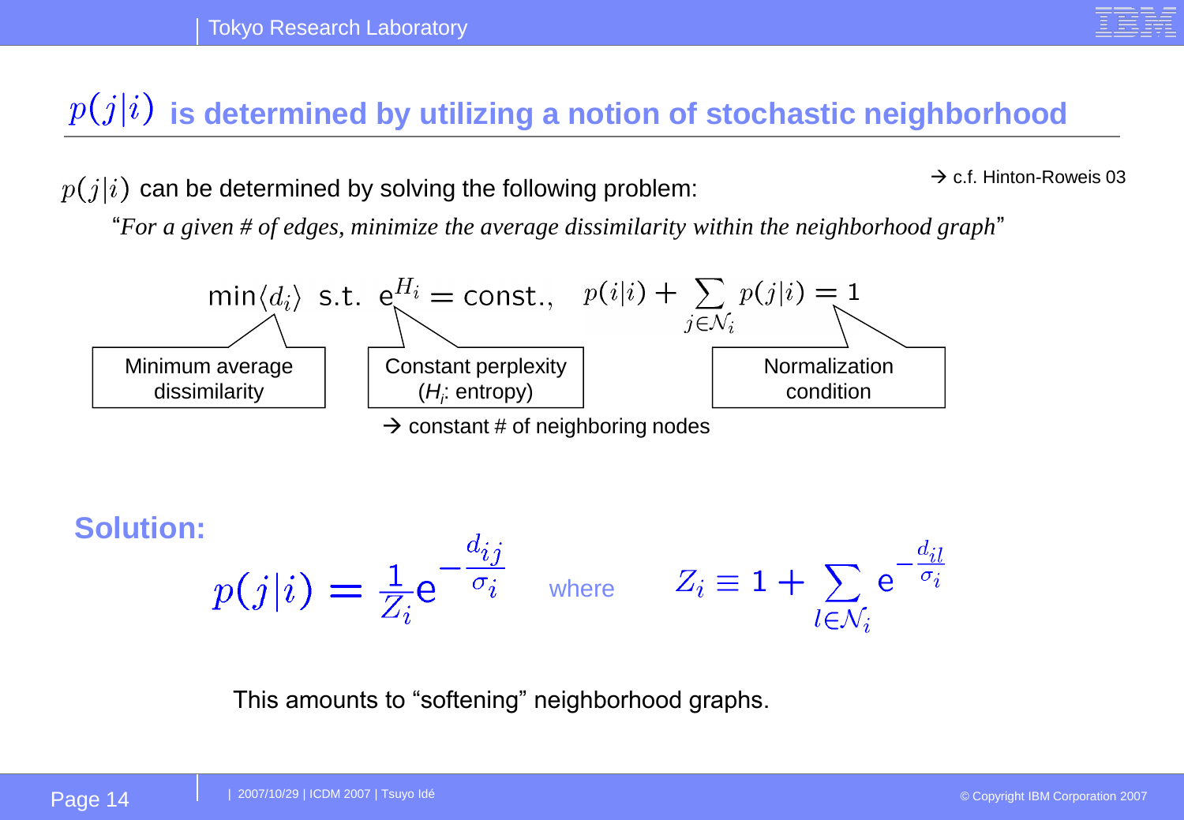# $p(j|i)$ is determined by utilizing a notion of stochastic neighborhood

$p(j|i)$ can be determined by solving the following problem:

→ c.f. Hinton-Roweis 03

"*For a given # of edges, minimize the average dissimilarity within the neighborhood graph*"

$$\min \langle d_i \rangle \ \text{ s.t. } \ e^{H_i} = \text{const.}, \quad p(i|i) + \sum_{j \in \mathcal{N}_i} p(j|i) = 1$$

- $\min \langle d_i \rangle$: Minimum average dissimilarity
- $e^{H_i} = \text{const.}$: Constant perplexity ($H_i$: entropy) → constant # of neighboring nodes
- $p(i|i) + \sum_{j \in \mathcal{N}_i} p(j|i) = 1$: Normalization condition

**Solution:**

$$p(j|i) = \frac{1}{Z_i} e^{-\frac{d_{ij}}{\sigma_i}} \quad \text{where} \quad Z_i \equiv 1 + \sum_{l \in \mathcal{N}_i} e^{-\frac{d_{il}}{\sigma_i}}$$

This amounts to "softening" neighborhood graphs.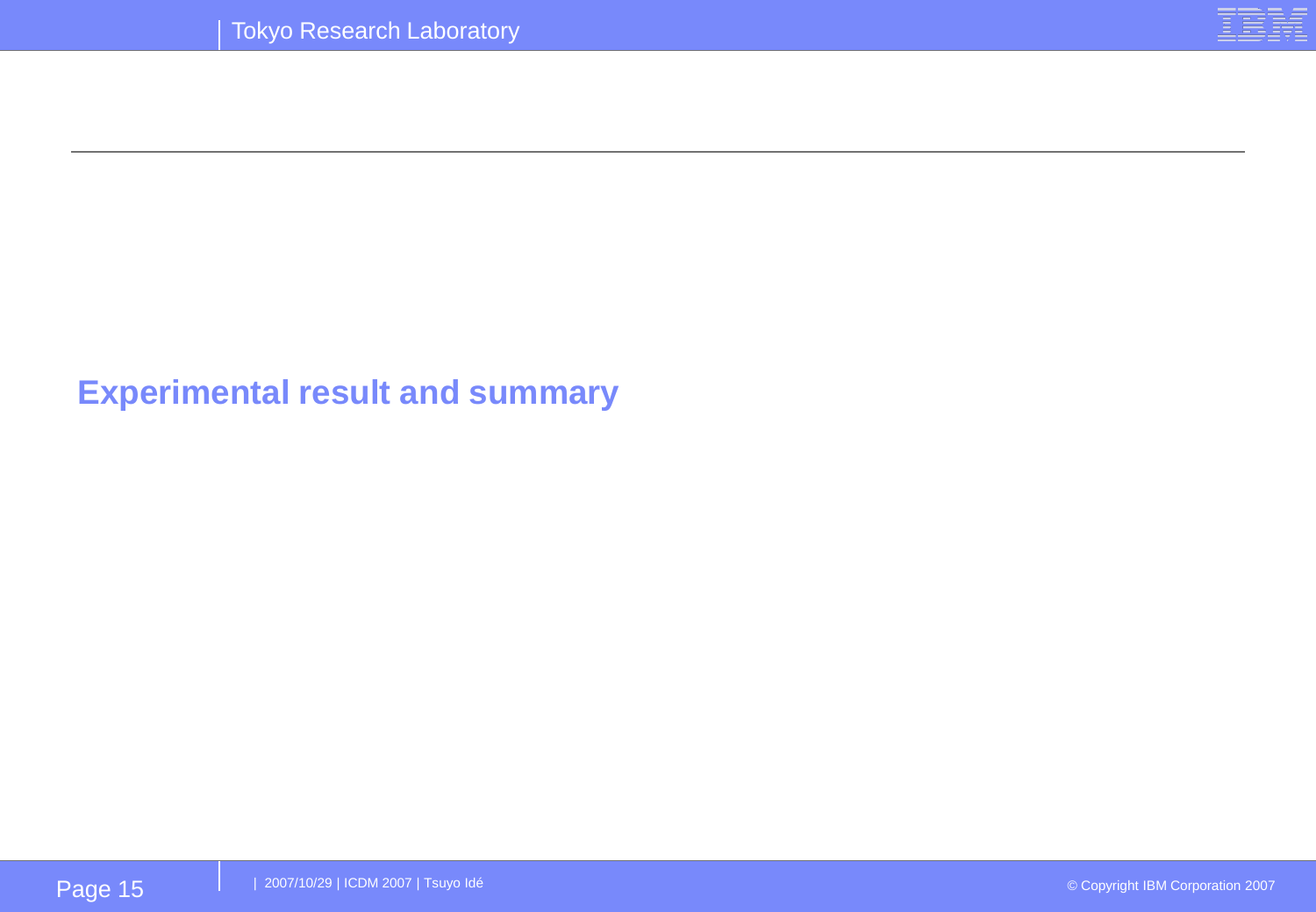# Experimental result and summary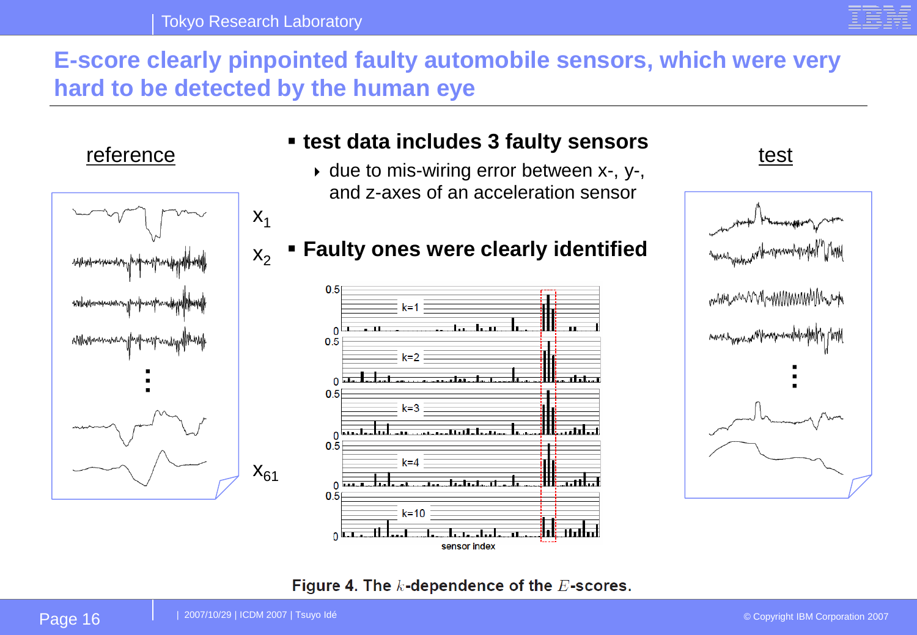# E-score clearly pinpointed faulty automobile sensors, which were very hard to be detected by the human eye

reference

$x_1$

$x_2$

$x_{61}$

- **test data includes 3 faulty sensors**
  - due to mis-wiring error between x-, y-, and z-axes of an acceleration sensor
- **Faulty ones were clearly identified**

test

**Figure 4. The $k$-dependence of the $E$-scores.**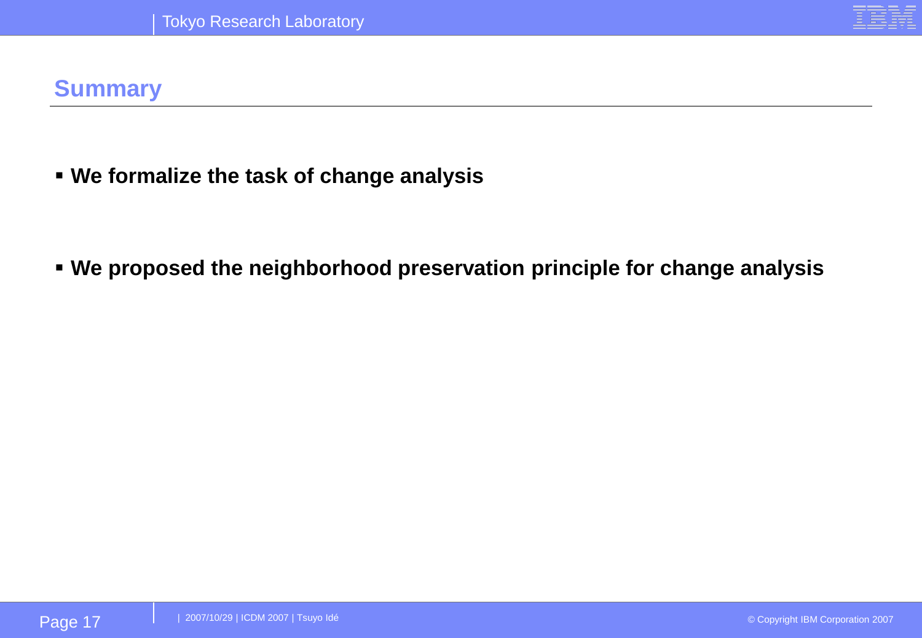## Summary

- **We formalize the task of change analysis**
- **We proposed the neighborhood preservation principle for change analysis**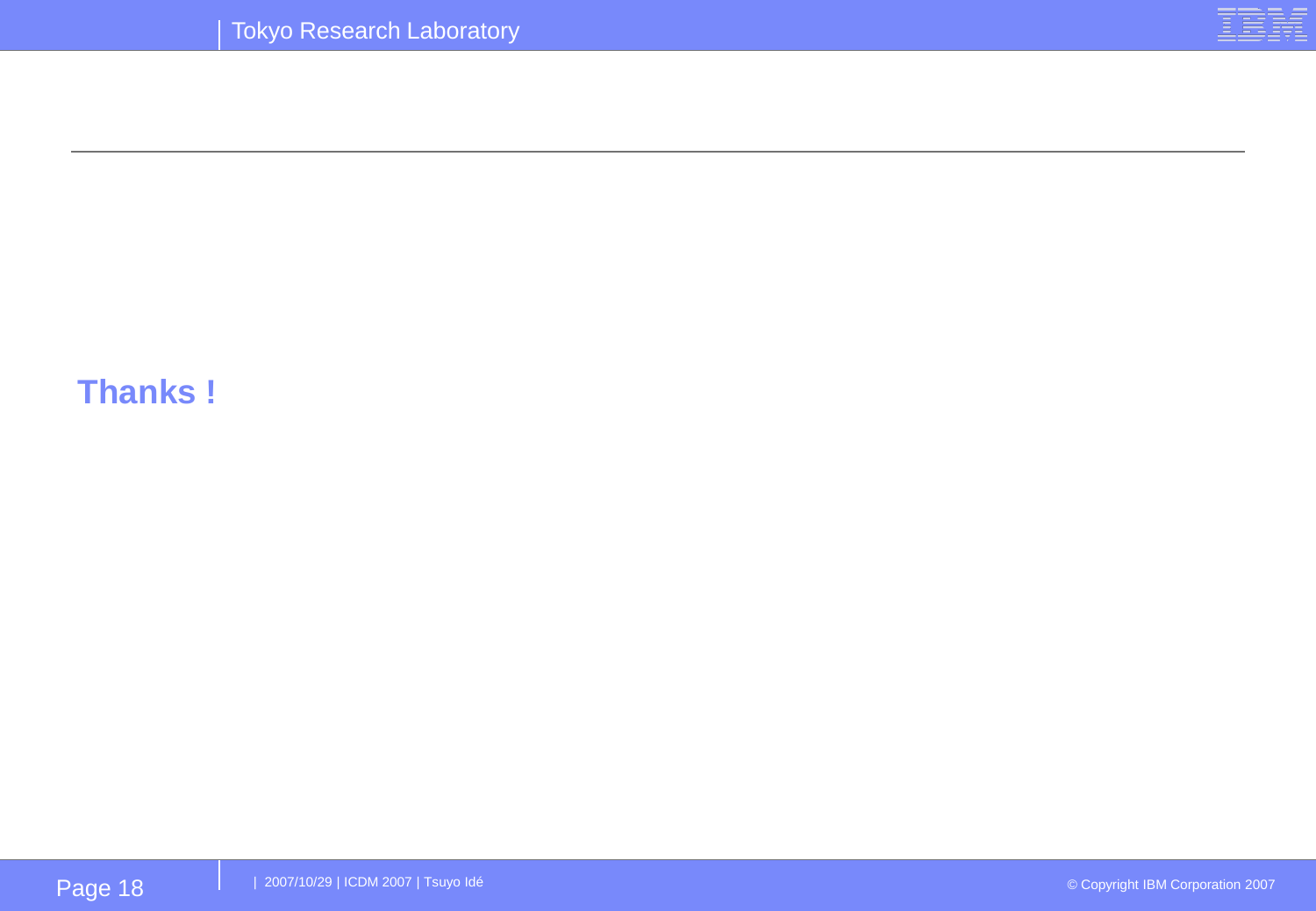**Thanks !**